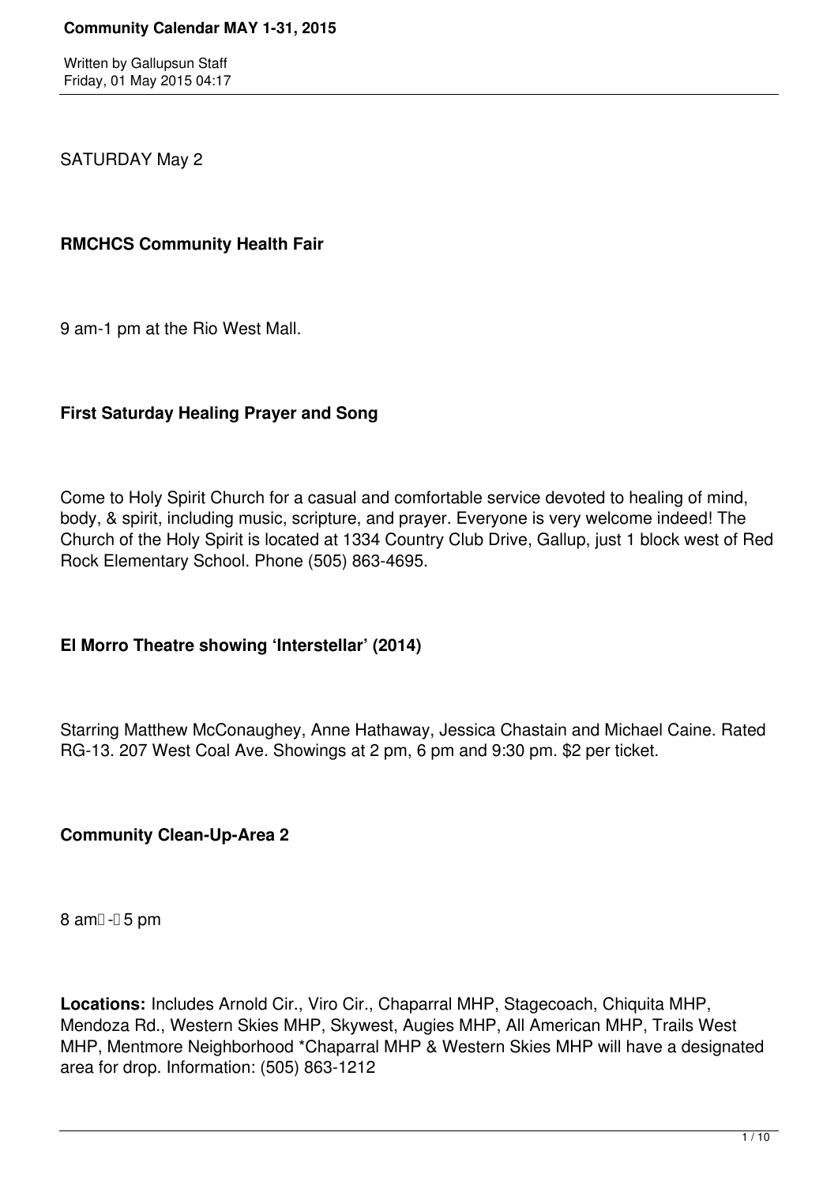# Community Calendar MAY 1-31, 2015

Written by Gallupsun Staff
Friday, 01 May 2015 04:17

SATURDAY May 2

**RMCHCS Community Health Fair**

9 am-1 pm at the Rio West Mall.

**First Saturday Healing Prayer and Song**

Come to Holy Spirit Church for a casual and comfortable service devoted to healing of mind, body, & spirit, including music, scripture, and prayer. Everyone is very welcome indeed! The Church of the Holy Spirit is located at 1334 Country Club Drive, Gallup, just 1 block west of Red Rock Elementary School. Phone (505) 863-4695.

**El Morro Theatre showing 'Interstellar' (2014)**

Starring Matthew McConaughey, Anne Hathaway, Jessica Chastain and Michael Caine. Rated RG-13. 207 West Coal Ave. Showings at 2 pm, 6 pm and 9:30 pm. $2 per ticket.

**Community Clean-Up-Area 2**

8 am - 5 pm

**Locations:** Includes Arnold Cir., Viro Cir., Chaparral MHP, Stagecoach, Chiquita MHP, Mendoza Rd., Western Skies MHP, Skywest, Augies MHP, All American MHP, Trails West MHP, Mentmore Neighborhood *Chaparral MHP & Western Skies MHP will have a designated area for drop. Information: (505) 863-1212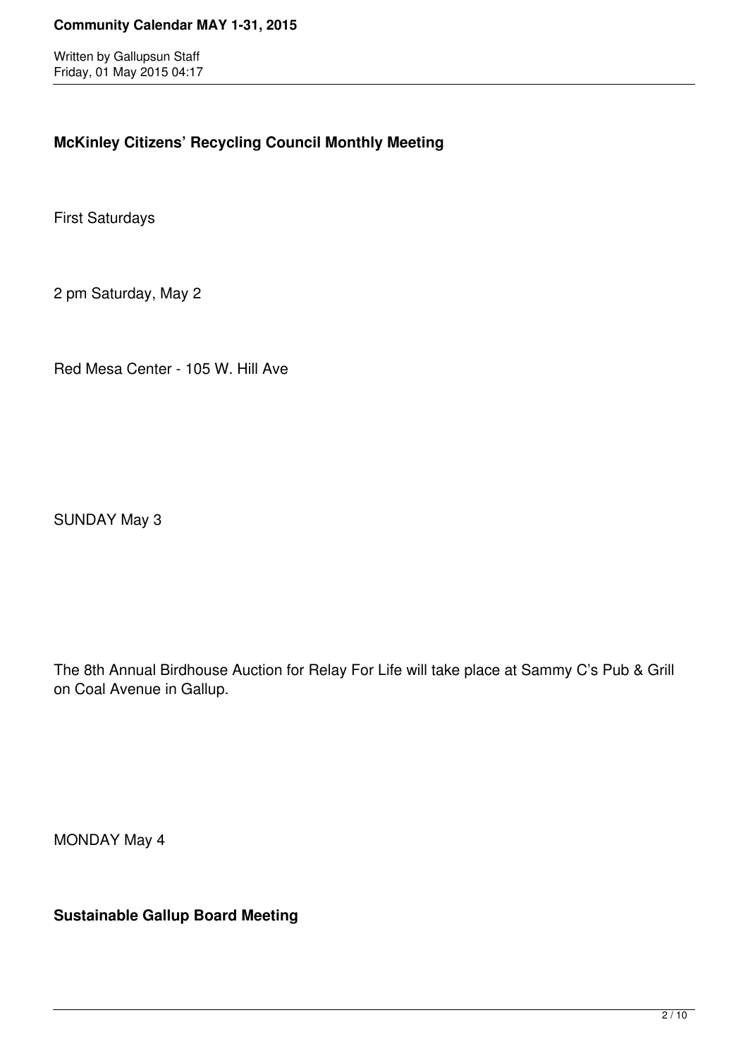**McKinley Citizens' Recycling Council Monthly Meeting**

First Saturdays

2 pm Saturday, May 2

Red Mesa Center - 105 W. Hill Ave

SUNDAY May 3

The 8th Annual Birdhouse Auction for Relay For Life will take place at Sammy C's Pub & Grill on Coal Avenue in Gallup.

MONDAY May 4

**Sustainable Gallup Board Meeting**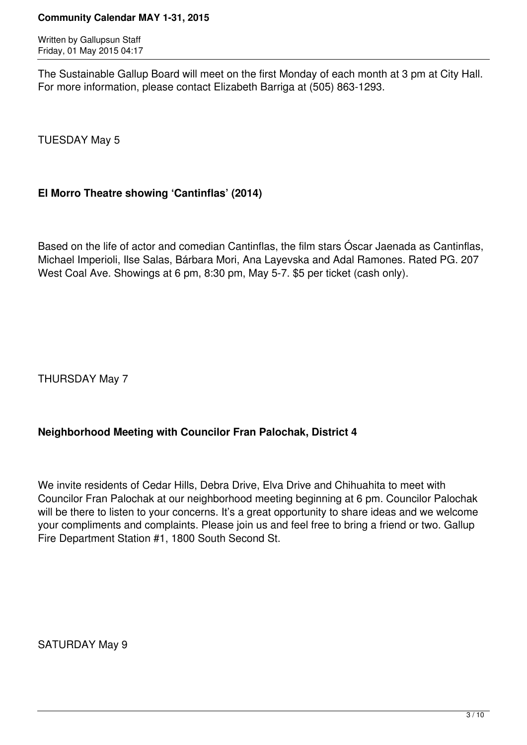The Sustainable Gallup Board will meet on the first Monday of each month at 3 pm at City Hall. For more information, please contact Elizabeth Barriga at (505) 863-1293.

TUESDAY May 5

**El Morro Theatre showing 'Cantinflas' (2014)**

Based on the life of actor and comedian Cantinflas, the film stars Óscar Jaenada as Cantinflas, Michael Imperioli, Ilse Salas, Bárbara Mori, Ana Layevska and Adal Ramones. Rated PG. 207 West Coal Ave. Showings at 6 pm, 8:30 pm, May 5-7. $5 per ticket (cash only).

THURSDAY May 7

**Neighborhood Meeting with Councilor Fran Palochak, District 4**

We invite residents of Cedar Hills, Debra Drive, Elva Drive and Chihuahita to meet with Councilor Fran Palochak at our neighborhood meeting beginning at 6 pm. Councilor Palochak will be there to listen to your concerns. It's a great opportunity to share ideas and we welcome your compliments and complaints. Please join us and feel free to bring a friend or two. Gallup Fire Department Station #1, 1800 South Second St.

SATURDAY May 9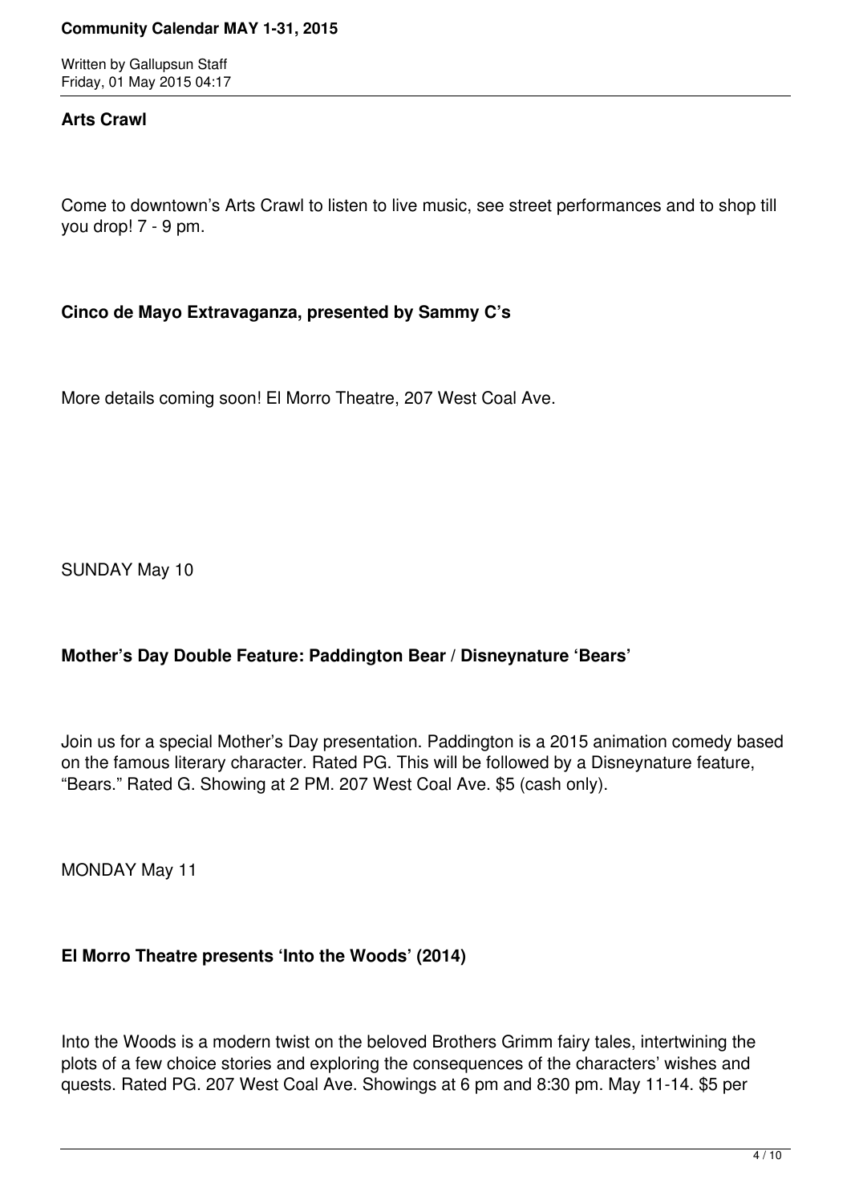**Arts Crawl**

Come to downtown’s Arts Crawl to listen to live music, see street performances and to shop till you drop! 7 - 9 pm.

**Cinco de Mayo Extravaganza, presented by Sammy C’s**

More details coming soon! El Morro Theatre, 207 West Coal Ave.

SUNDAY May 10

**Mother’s Day Double Feature: Paddington Bear / Disneynature ‘Bears’**

Join us for a special Mother’s Day presentation. Paddington is a 2015 animation comedy based on the famous literary character. Rated PG. This will be followed by a Disneynature feature, “Bears.” Rated G. Showing at 2 PM. 207 West Coal Ave. $5 (cash only).

MONDAY May 11

**El Morro Theatre presents ‘Into the Woods’ (2014)**

Into the Woods is a modern twist on the beloved Brothers Grimm fairy tales, intertwining the plots of a few choice stories and exploring the consequences of the characters’ wishes and quests. Rated PG. 207 West Coal Ave. Showings at 6 pm and 8:30 pm. May 11-14. $5 per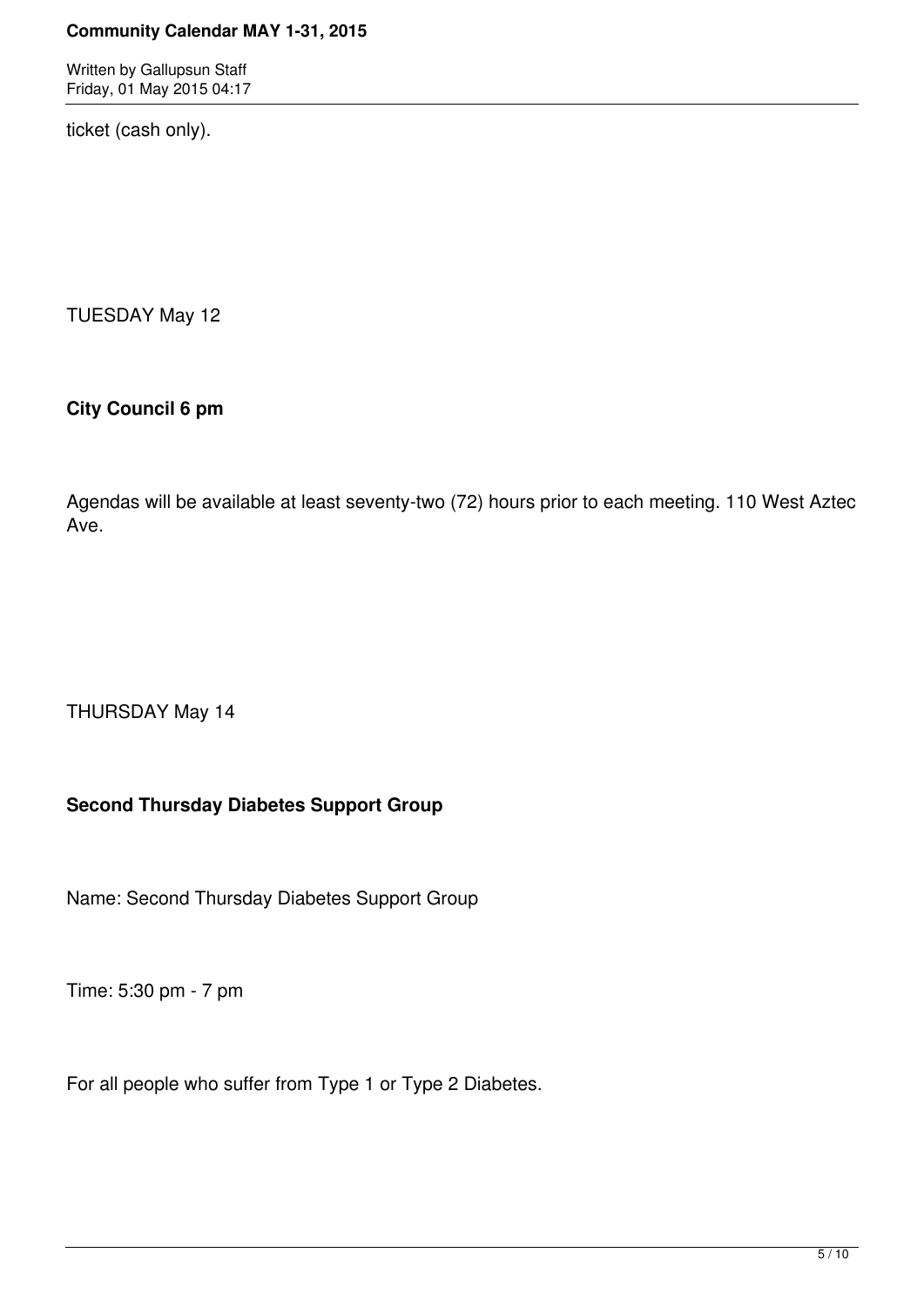ticket (cash only).

TUESDAY May 12

**City Council 6 pm**

Agendas will be available at least seventy-two (72) hours prior to each meeting. 110 West Aztec Ave.

THURSDAY May 14

**Second Thursday Diabetes Support Group**

Name: Second Thursday Diabetes Support Group

Time: 5:30 pm - 7 pm

For all people who suffer from Type 1 or Type 2 Diabetes.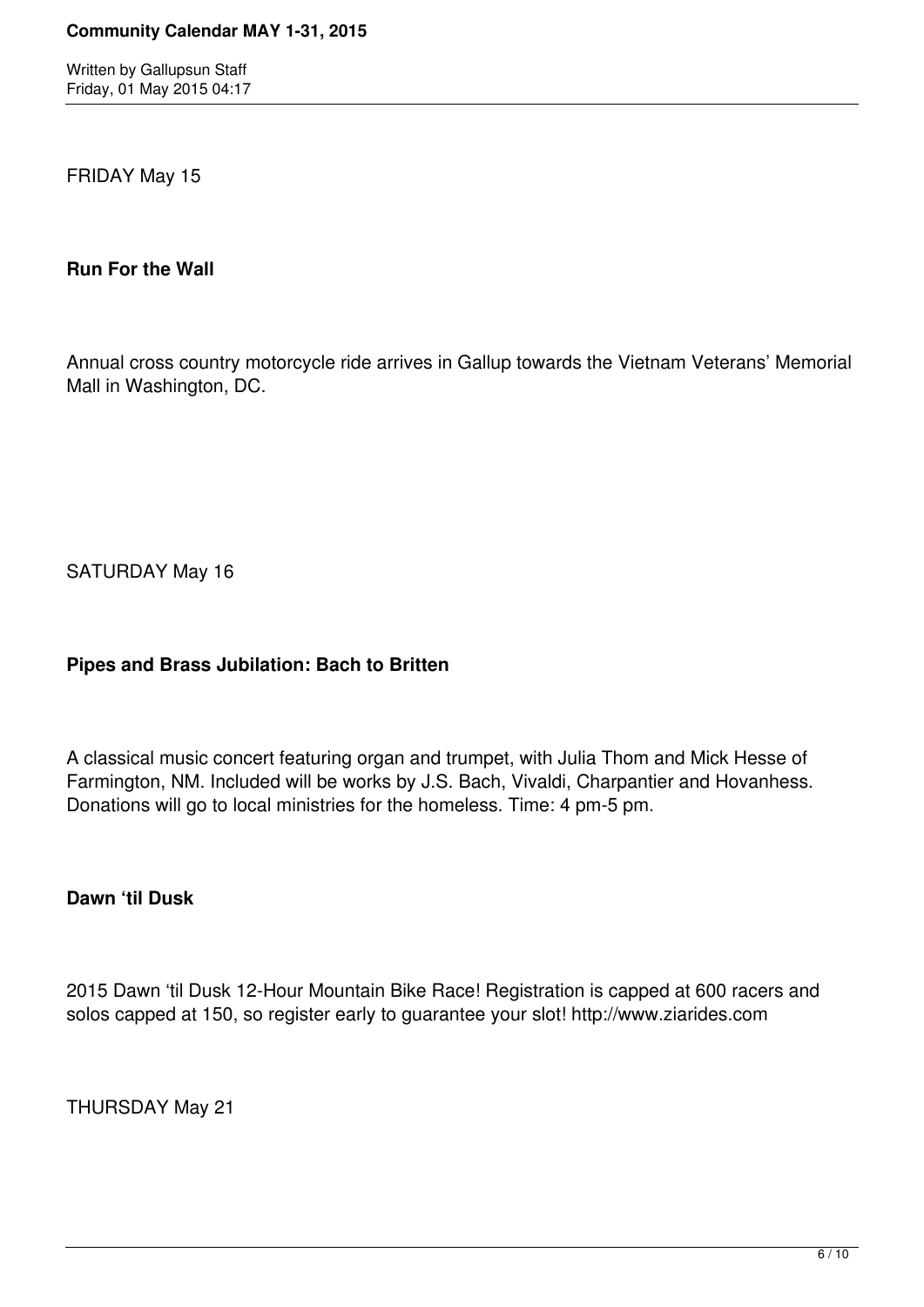FRIDAY May 15

**Run For the Wall**

Annual cross country motorcycle ride arrives in Gallup towards the Vietnam Veterans' Memorial Mall in Washington, DC.

SATURDAY May 16

**Pipes and Brass Jubilation: Bach to Britten**

A classical music concert featuring organ and trumpet, with Julia Thom and Mick Hesse of Farmington, NM. Included will be works by J.S. Bach, Vivaldi, Charpantier and Hovanhess. Donations will go to local ministries for the homeless. Time: 4 pm-5 pm.

**Dawn 'til Dusk**

2015 Dawn 'til Dusk 12-Hour Mountain Bike Race! Registration is capped at 600 racers and solos capped at 150, so register early to guarantee your slot! http://www.ziarides.com

THURSDAY May 21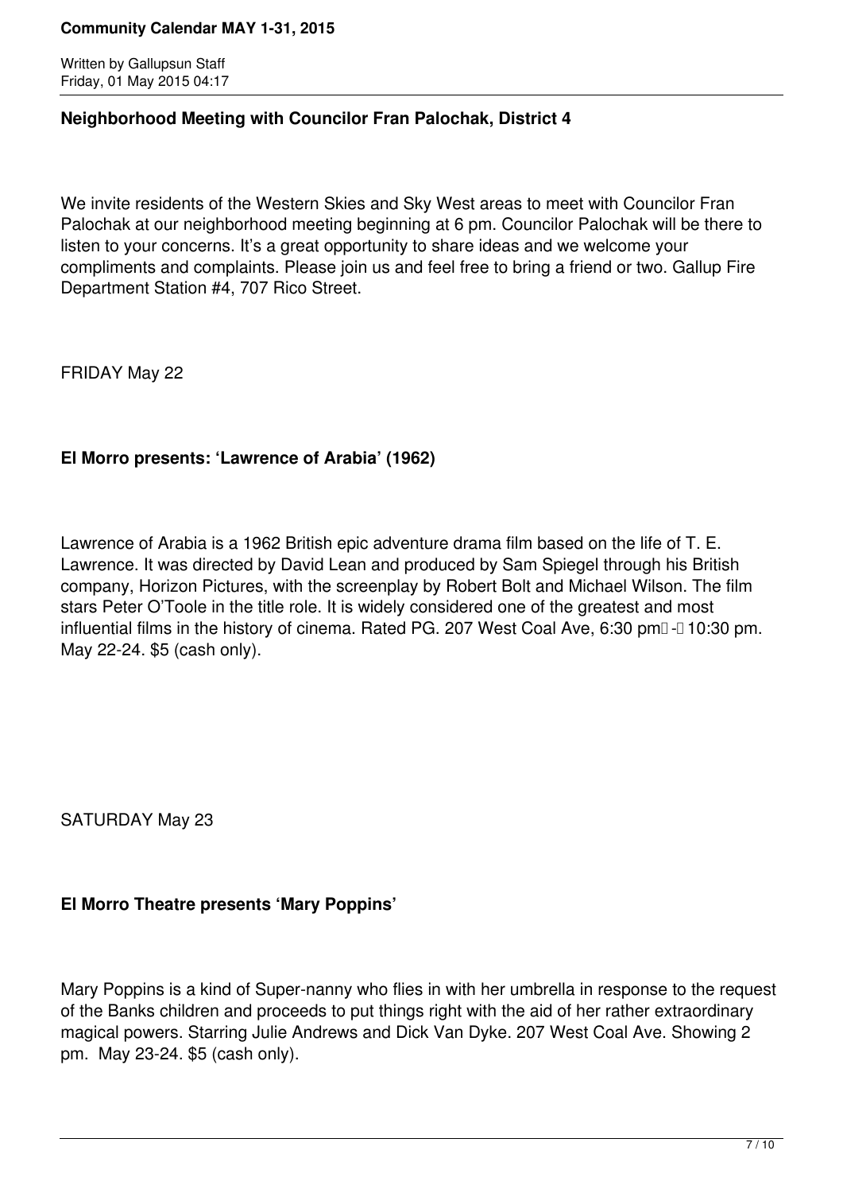## Neighborhood Meeting with Councilor Fran Palochak, District 4

We invite residents of the Western Skies and Sky West areas to meet with Councilor Fran Palochak at our neighborhood meeting beginning at 6 pm. Councilor Palochak will be there to listen to your concerns. It's a great opportunity to share ideas and we welcome your compliments and complaints. Please join us and feel free to bring a friend or two. Gallup Fire Department Station #4, 707 Rico Street.

FRIDAY May 22

## El Morro presents: 'Lawrence of Arabia' (1962)

Lawrence of Arabia is a 1962 British epic adventure drama film based on the life of T. E. Lawrence. It was directed by David Lean and produced by Sam Spiegel through his British company, Horizon Pictures, with the screenplay by Robert Bolt and Michael Wilson. The film stars Peter O'Toole in the title role. It is widely considered one of the greatest and most influential films in the history of cinema. Rated PG. 207 West Coal Ave, 6:30 pm - 10:30 pm. May 22-24. $5 (cash only).

SATURDAY May 23

## El Morro Theatre presents 'Mary Poppins'

Mary Poppins is a kind of Super-nanny who flies in with her umbrella in response to the request of the Banks children and proceeds to put things right with the aid of her rather extraordinary magical powers. Starring Julie Andrews and Dick Van Dyke. 207 West Coal Ave. Showing 2 pm. May 23-24. $5 (cash only).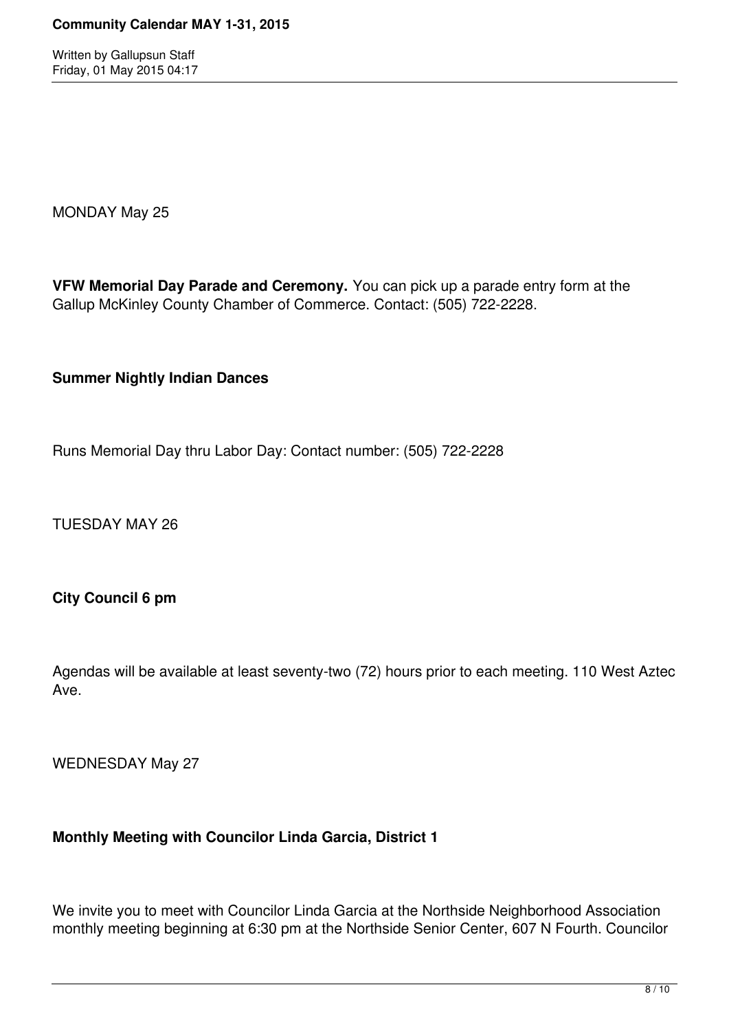MONDAY May 25

**VFW Memorial Day Parade and Ceremony.** You can pick up a parade entry form at the Gallup McKinley County Chamber of Commerce. Contact: (505) 722-2228.

**Summer Nightly Indian Dances**

Runs Memorial Day thru Labor Day: Contact number: (505) 722-2228

TUESDAY MAY 26

**City Council 6 pm**

Agendas will be available at least seventy-two (72) hours prior to each meeting. 110 West Aztec Ave.

WEDNESDAY May 27

**Monthly Meeting with Councilor Linda Garcia, District 1**

We invite you to meet with Councilor Linda Garcia at the Northside Neighborhood Association monthly meeting beginning at 6:30 pm at the Northside Senior Center, 607 N Fourth. Councilor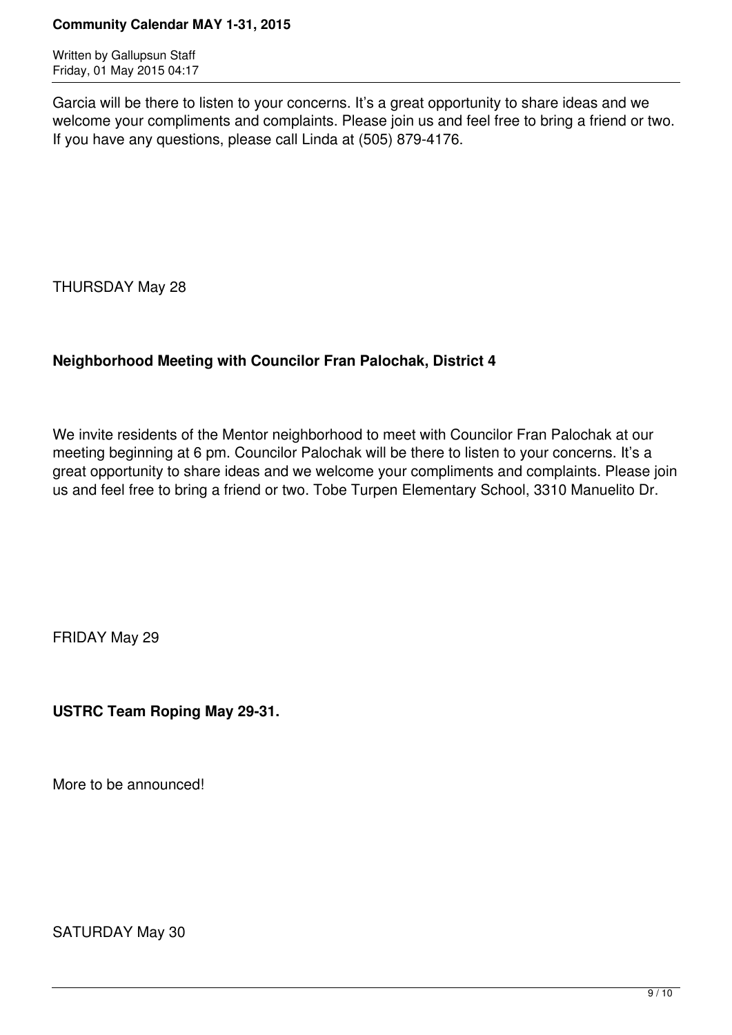Garcia will be there to listen to your concerns. It's a great opportunity to share ideas and we welcome your compliments and complaints. Please join us and feel free to bring a friend or two. If you have any questions, please call Linda at (505) 879-4176.

THURSDAY May 28

**Neighborhood Meeting with Councilor Fran Palochak, District 4**

We invite residents of the Mentor neighborhood to meet with Councilor Fran Palochak at our meeting beginning at 6 pm. Councilor Palochak will be there to listen to your concerns. It's a great opportunity to share ideas and we welcome your compliments and complaints. Please join us and feel free to bring a friend or two. Tobe Turpen Elementary School, 3310 Manuelito Dr.

FRIDAY May 29

**USTRC Team Roping May 29-31.**

More to be announced!

SATURDAY May 30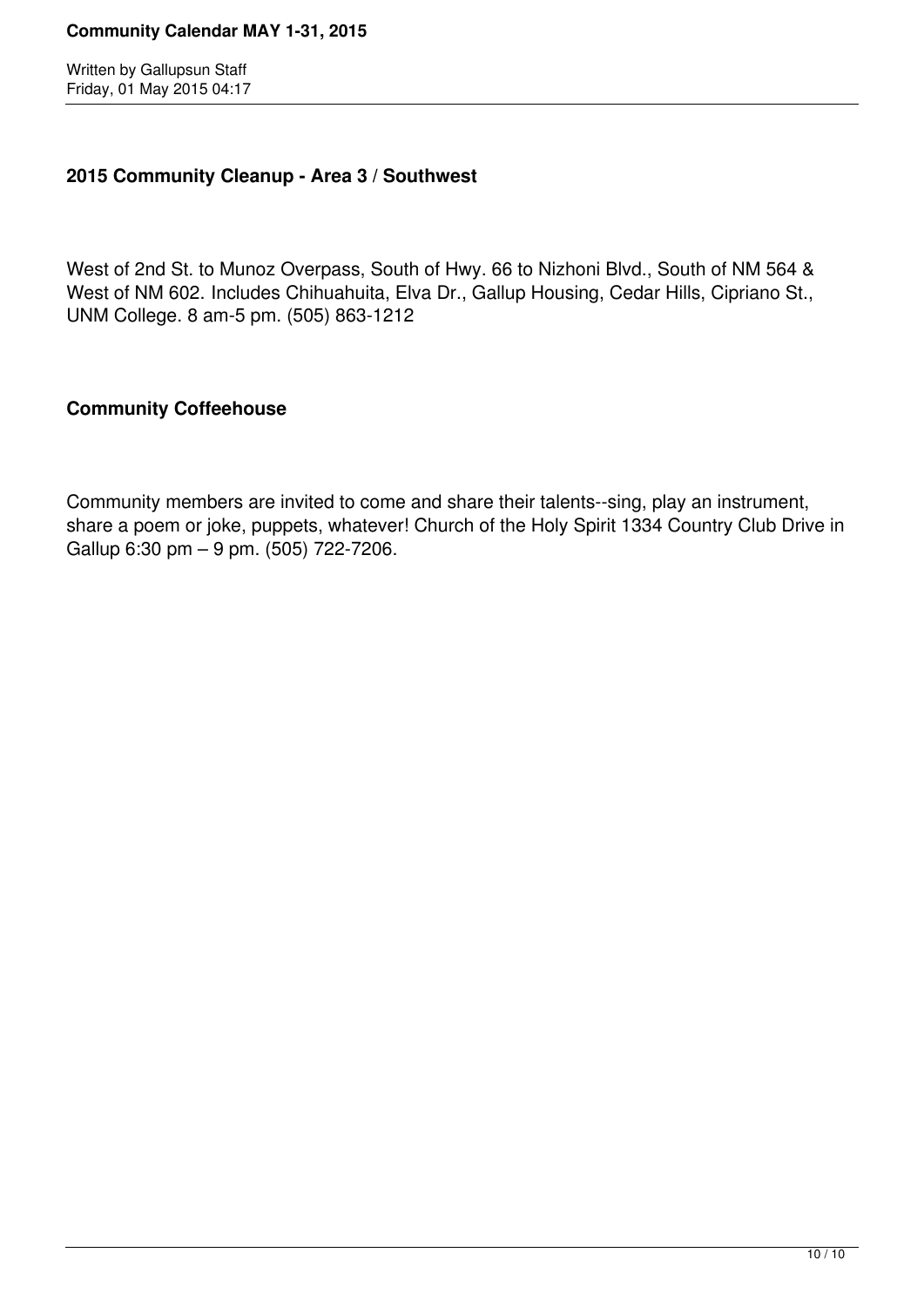### 2015 Community Cleanup - Area 3 / Southwest

West of 2nd St. to Munoz Overpass, South of Hwy. 66 to Nizhoni Blvd., South of NM 564 & West of NM 602. Includes Chihuahuita, Elva Dr., Gallup Housing, Cedar Hills, Cipriano St., UNM College. 8 am-5 pm. (505) 863-1212

### Community Coffeehouse

Community members are invited to come and share their talents--sing, play an instrument, share a poem or joke, puppets, whatever! Church of the Holy Spirit 1334 Country Club Drive in Gallup 6:30 pm – 9 pm. (505) 722-7206.